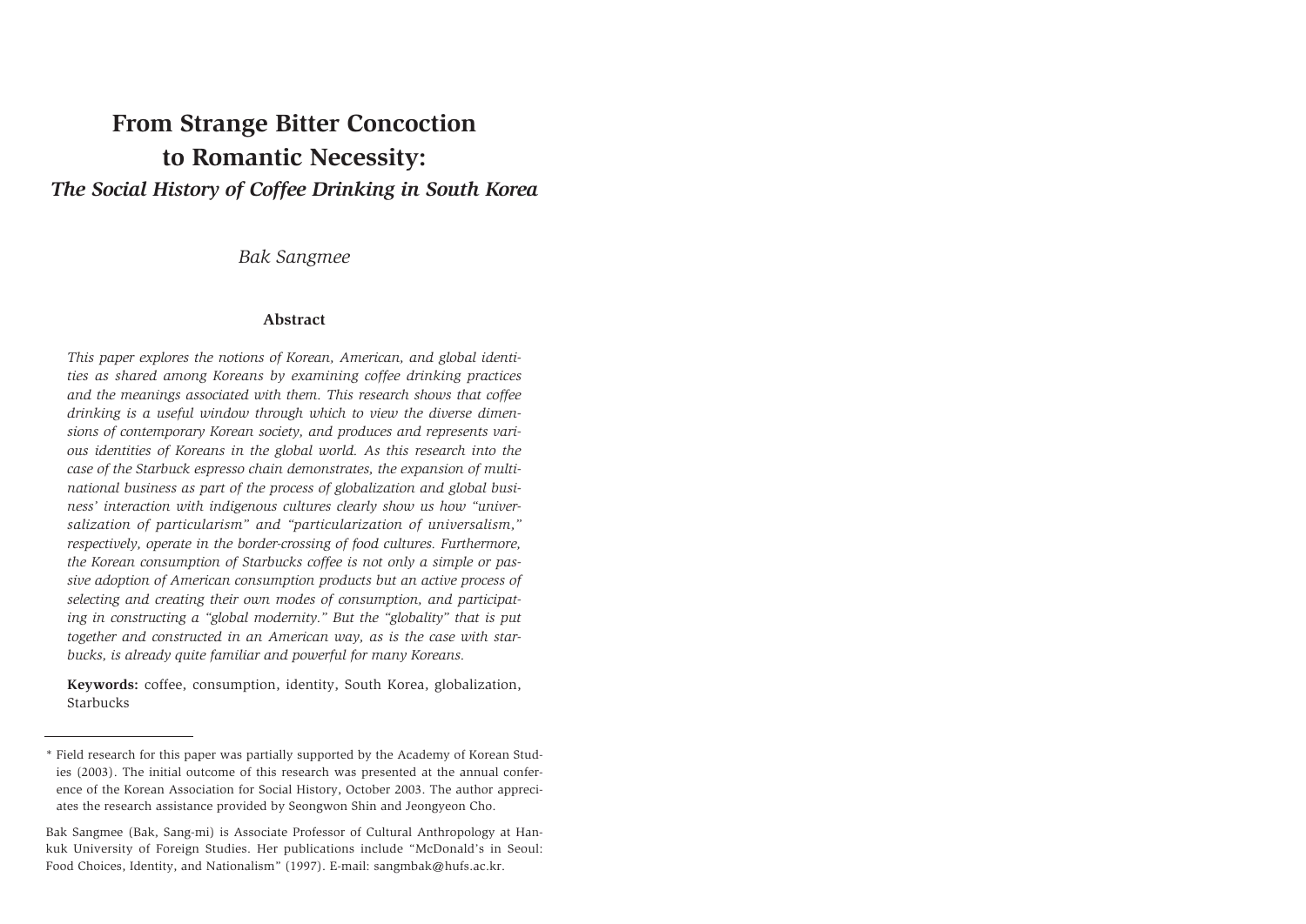# From Strange Bitter Concoction to Romantic Necessity:

## *The Social History of Coffee Drinking in South Korea*

*Bak Sangmee*

### Abstract

*This paper explores the notions of Korean, American, and global identities as shared among Koreans by examining coffee drinking practices and the meanings associated with them. This research shows that coffee drinking is a useful window through which to view the diverse dimensions of contemporary Korean society, and produces and represents various identities of Koreans in the global world. As this research into the case of the Starbuck espresso chain demonstrates, the expansion of multinational business as part of the process of globalization and global business' interaction with indigenous cultures clearly show us how "universalization of particularism" and "particularization of universalism," respectively, operate in the border-crossing of food cultures. Furthermore, the Korean consumption of Starbucks coffee is not only a simple or passive adoption of American consumption products but an active process of selecting and creating their own modes of consumption, and participating in constructing a "global modernity." But the "globality" that is put together and constructed in an American way, as is the case with starbucks, is already quite familiar and powerful for many Koreans.*

**Keywords:** coffee, consumption, identity, South Korea, globalization, Starbucks

---

\* Field research for this paper was partially supported by the Academy of Korean Studies (2003). The initial outcome of this research was presented at the annual conference of the Korean Association for Social History, October 2003. The author appreciates the research assistance provided by Seongwon Shin and Jeongyeon Cho.

Bak Sangmee (Bak, Sang-mi) is Associate Professor of Cultural Anthropology at Hankuk University of Foreign Studies. Her publications include "McDonald's in Seoul: Food Choices, Identity, and Nationalism" (1997). E-mail: sangmbak@hufs.ac.kr.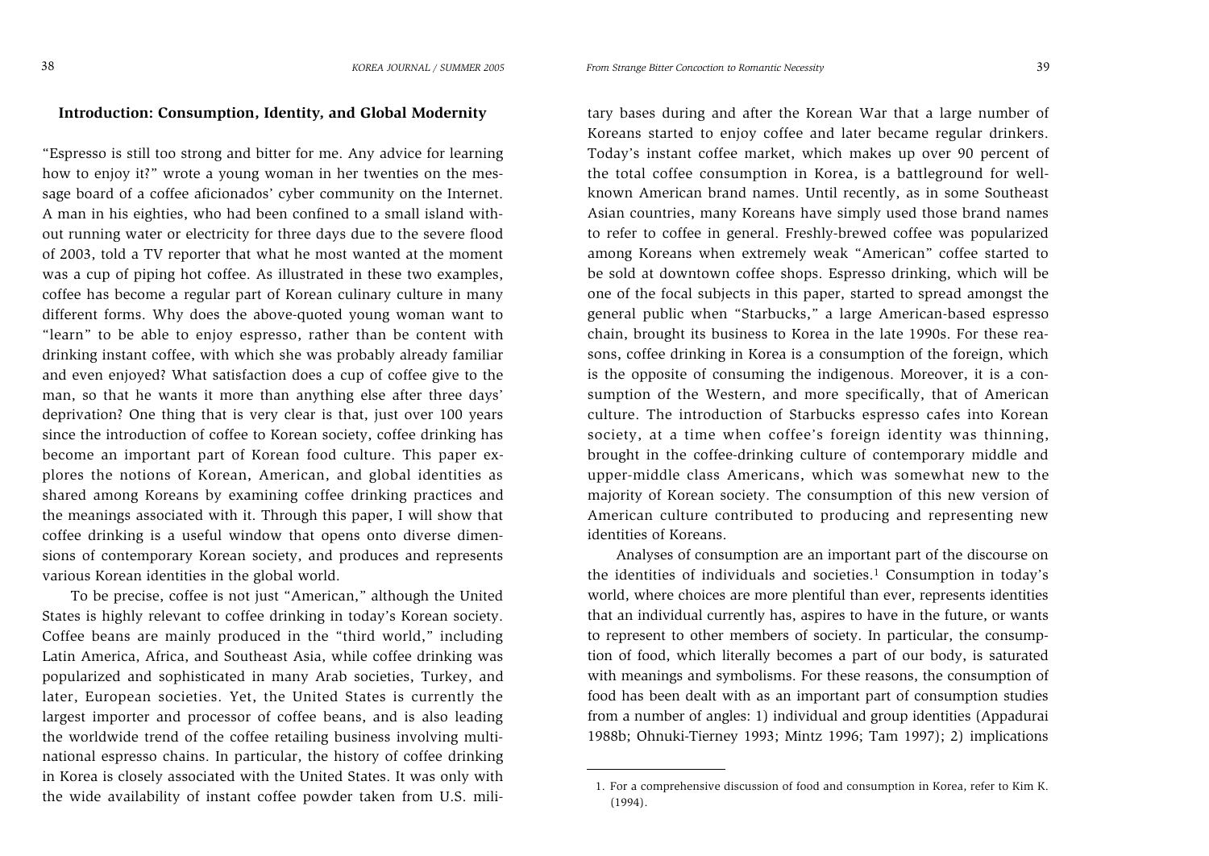## Introduction: Consumption, Identity, and Global Modernity

"Espresso is still too strong and bitter for me. Any advice for learning how to enjoy it?" wrote a young woman in her twenties on the message board of a coffee aficionados' cyber community on the Internet. A man in his eighties, who had been confined to a small island without running water or electricity for three days due to the severe flood of 2003, told a TV reporter that what he most wanted at the moment was a cup of piping hot coffee. As illustrated in these two examples, coffee has become a regular part of Korean culinary culture in many different forms. Why does the above-quoted young woman want to "learn" to be able to enjoy espresso, rather than be content with drinking instant coffee, with which she was probably already familiar and even enjoyed? What satisfaction does a cup of coffee give to the man, so that he wants it more than anything else after three days' deprivation? One thing that is very clear is that, just over 100 years since the introduction of coffee to Korean society, coffee drinking has become an important part of Korean food culture. This paper explores the notions of Korean, American, and global identities as shared among Koreans by examining coffee drinking practices and the meanings associated with it. Through this paper, I will show that coffee drinking is a useful window that opens onto diverse dimensions of contemporary Korean society, and produces and represents various Korean identities in the global world.

To be precise, coffee is not just "American," although the United States is highly relevant to coffee drinking in today's Korean society. Coffee beans are mainly produced in the "third world," including Latin America, Africa, and Southeast Asia, while coffee drinking was popularized and sophisticated in many Arab societies, Turkey, and later, European societies. Yet, the United States is currently the largest importer and processor of coffee beans, and is also leading the worldwide trend of the coffee retailing business involving multinational espresso chains. In particular, the history of coffee drinking in Korea is closely associated with the United States. It was only with the wide availability of instant coffee powder taken from U.S. military bases during and after the Korean War that a large number of Koreans started to enjoy coffee and later became regular drinkers. Today's instant coffee market, which makes up over 90 percent of the total coffee consumption in Korea, is a battleground for well-known American brand names. Until recently, as in some Southeast Asian countries, many Koreans have simply used those brand names to refer to coffee in general. Freshly-brewed coffee was popularized among Koreans when extremely weak "American" coffee started to be sold at downtown coffee shops. Espresso drinking, which will be one of the focal subjects in this paper, started to spread amongst the general public when "Starbucks," a large American-based espresso chain, brought its business to Korea in the late 1990s. For these reasons, coffee drinking in Korea is a consumption of the foreign, which is the opposite of consuming the indigenous. Moreover, it is a consumption of the Western, and more specifically, that of American culture. The introduction of Starbucks espresso cafes into Korean society, at a time when coffee's foreign identity was thinning, brought in the coffee-drinking culture of contemporary middle and upper-middle class Americans, which was somewhat new to the majority of Korean society. The consumption of this new version of American culture contributed to producing and representing new identities of Koreans.

Analyses of consumption are an important part of the discourse on the identities of individuals and societies.[1] Consumption in today's world, where choices are more plentiful than ever, represents identities that an individual currently has, aspires to have in the future, or wants to represent to other members of society. In particular, the consumption of food, which literally becomes a part of our body, is saturated with meanings and symbolisms. For these reasons, the consumption of food has been dealt with as an important part of consumption studies from a number of angles: 1) individual and group identities (Appadurai 1988b; Ohnuki-Tierney 1993; Mintz 1996; Tam 1997); 2) implications

1. For a comprehensive discussion of food and consumption in Korea, refer to Kim K. (1994).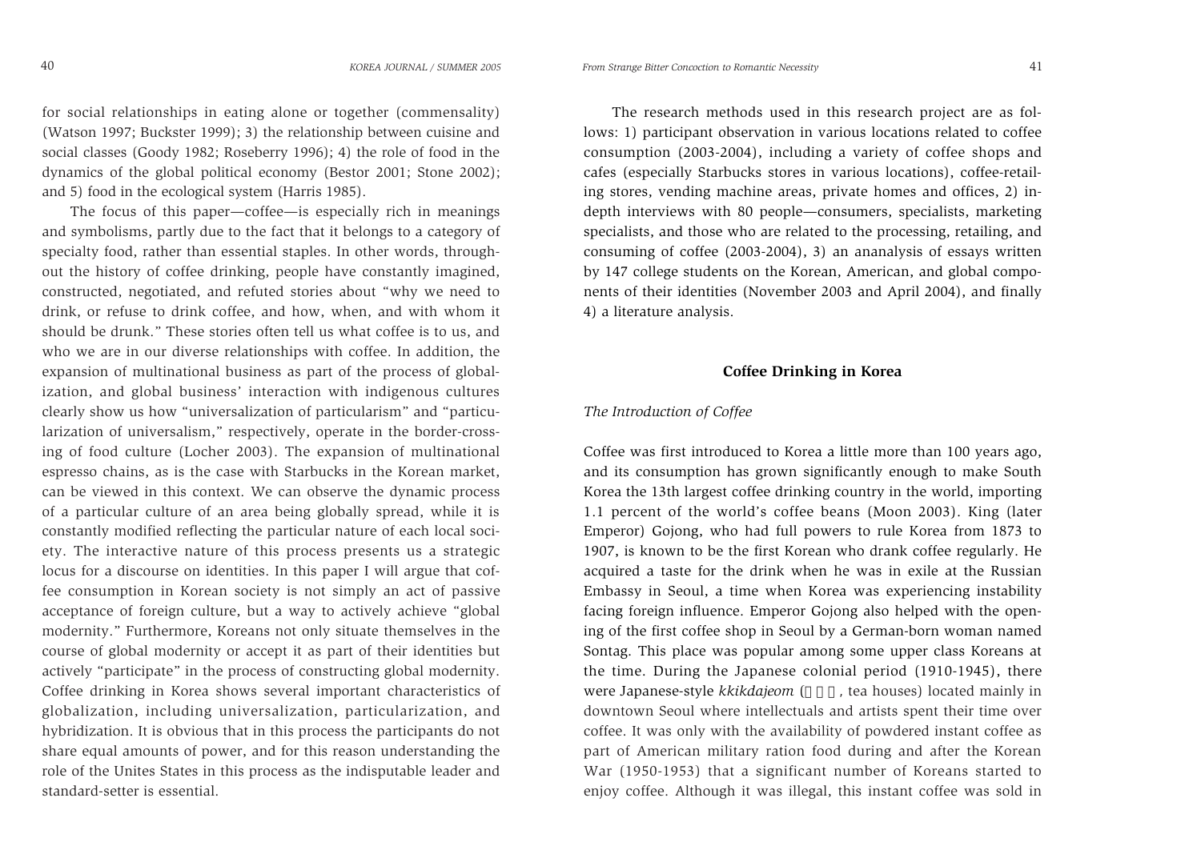for social relationships in eating alone or together (commensality) (Watson 1997; Buckster 1999); 3) the relationship between cuisine and social classes (Goody 1982; Roseberry 1996); 4) the role of food in the dynamics of the global political economy (Bestor 2001; Stone 2002); and 5) food in the ecological system (Harris 1985).

The focus of this paper—coffee—is especially rich in meanings and symbolisms, partly due to the fact that it belongs to a category of specialty food, rather than essential staples. In other words, throughout the history of coffee drinking, people have constantly imagined, constructed, negotiated, and refuted stories about "why we need to drink, or refuse to drink coffee, and how, when, and with whom it should be drunk." These stories often tell us what coffee is to us, and who we are in our diverse relationships with coffee. In addition, the expansion of multinational business as part of the process of globalization, and global business' interaction with indigenous cultures clearly show us how "universalization of particularism" and "particularization of universalism," respectively, operate in the border-crossing of food culture (Locher 2003). The expansion of multinational espresso chains, as is the case with Starbucks in the Korean market, can be viewed in this context. We can observe the dynamic process of a particular culture of an area being globally spread, while it is constantly modified reflecting the particular nature of each local society. The interactive nature of this process presents us a strategic locus for a discourse on identities. In this paper I will argue that coffee consumption in Korean society is not simply an act of passive acceptance of foreign culture, but a way to actively achieve "global modernity." Furthermore, Koreans not only situate themselves in the course of global modernity or accept it as part of their identities but actively "participate" in the process of constructing global modernity. Coffee drinking in Korea shows several important characteristics of globalization, including universalization, particularization, and hybridization. It is obvious that in this process the participants do not share equal amounts of power, and for this reason understanding the role of the Unites States in this process as the indisputable leader and standard-setter is essential.

The research methods used in this research project are as follows: 1) participant observation in various locations related to coffee consumption (2003-2004), including a variety of coffee shops and cafes (especially Starbucks stores in various locations), coffee-retailing stores, vending machine areas, private homes and offices, 2) in-depth interviews with 80 people—consumers, specialists, marketing specialists, and those who are related to the processing, retailing, and consuming of coffee (2003-2004), 3) an ananalysis of essays written by 147 college students on the Korean, American, and global components of their identities (November 2003 and April 2004), and finally 4) a literature analysis.

## Coffee Drinking in Korea

### *The Introduction of Coffee*

Coffee was first introduced to Korea a little more than 100 years ago, and its consumption has grown significantly enough to make South Korea the 13th largest coffee drinking country in the world, importing 1.1 percent of the world's coffee beans (Moon 2003). King (later Emperor) Gojong, who had full powers to rule Korea from 1873 to 1907, is known to be the first Korean who drank coffee regularly. He acquired a taste for the drink when he was in exile at the Russian Embassy in Seoul, a time when Korea was experiencing instability facing foreign influence. Emperor Gojong also helped with the opening of the first coffee shop in Seoul by a German-born woman named Sontag. This place was popular among some upper class Koreans at the time. During the Japanese colonial period (1910-1945), there were Japanese-style *kkikdajeom* (□□□, tea houses) located mainly in downtown Seoul where intellectuals and artists spent their time over coffee. It was only with the availability of powdered instant coffee as part of American military ration food during and after the Korean War (1950-1953) that a significant number of Koreans started to enjoy coffee. Although it was illegal, this instant coffee was sold in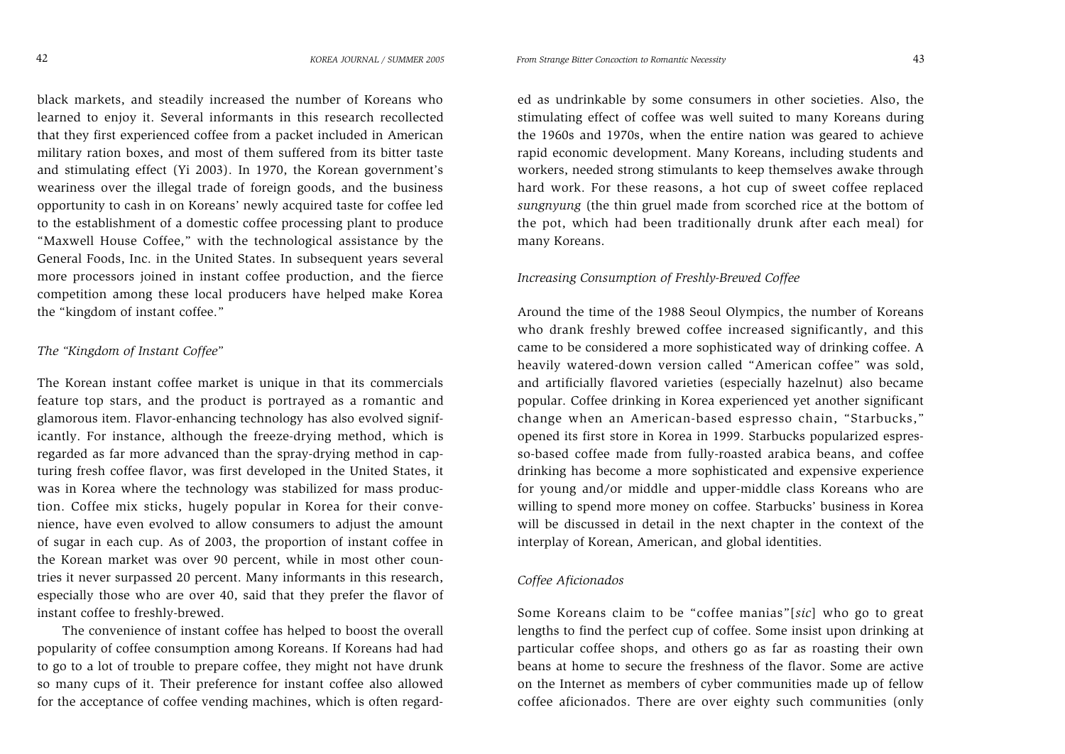black markets, and steadily increased the number of Koreans who learned to enjoy it. Several informants in this research recollected that they first experienced coffee from a packet included in American military ration boxes, and most of them suffered from its bitter taste and stimulating effect (Yi 2003). In 1970, the Korean government's weariness over the illegal trade of foreign goods, and the business opportunity to cash in on Koreans' newly acquired taste for coffee led to the establishment of a domestic coffee processing plant to produce "Maxwell House Coffee," with the technological assistance by the General Foods, Inc. in the United States. In subsequent years several more processors joined in instant coffee production, and the fierce competition among these local producers have helped make Korea the "kingdom of instant coffee."

### *The "Kingdom of Instant Coffee"*

The Korean instant coffee market is unique in that its commercials feature top stars, and the product is portrayed as a romantic and glamorous item. Flavor-enhancing technology has also evolved significantly. For instance, although the freeze-drying method, which is regarded as far more advanced than the spray-drying method in capturing fresh coffee flavor, was first developed in the United States, it was in Korea where the technology was stabilized for mass production. Coffee mix sticks, hugely popular in Korea for their convenience, have even evolved to allow consumers to adjust the amount of sugar in each cup. As of 2003, the proportion of instant coffee in the Korean market was over 90 percent, while in most other countries it never surpassed 20 percent. Many informants in this research, especially those who are over 40, said that they prefer the flavor of instant coffee to freshly-brewed.

The convenience of instant coffee has helped to boost the overall popularity of coffee consumption among Koreans. If Koreans had had to go to a lot of trouble to prepare coffee, they might not have drunk so many cups of it. Their preference for instant coffee also allowed for the acceptance of coffee vending machines, which is often regarded as undrinkable by some consumers in other societies. Also, the stimulating effect of coffee was well suited to many Koreans during the 1960s and 1970s, when the entire nation was geared to achieve rapid economic development. Many Koreans, including students and workers, needed strong stimulants to keep themselves awake through hard work. For these reasons, a hot cup of sweet coffee replaced *sungnyung* (the thin gruel made from scorched rice at the bottom of the pot, which had been traditionally drunk after each meal) for many Koreans.

### *Increasing Consumption of Freshly-Brewed Coffee*

Around the time of the 1988 Seoul Olympics, the number of Koreans who drank freshly brewed coffee increased significantly, and this came to be considered a more sophisticated way of drinking coffee. A heavily watered-down version called "American coffee" was sold, and artificially flavored varieties (especially hazelnut) also became popular. Coffee drinking in Korea experienced yet another significant change when an American-based espresso chain, "Starbucks," opened its first store in Korea in 1999. Starbucks popularized espresso-based coffee made from fully-roasted arabica beans, and coffee drinking has become a more sophisticated and expensive experience for young and/or middle and upper-middle class Koreans who are willing to spend more money on coffee. Starbucks' business in Korea will be discussed in detail in the next chapter in the context of the interplay of Korean, American, and global identities.

### *Coffee Aficionados*

Some Koreans claim to be "coffee manias"[*sic*] who go to great lengths to find the perfect cup of coffee. Some insist upon drinking at particular coffee shops, and others go as far as roasting their own beans at home to secure the freshness of the flavor. Some are active on the Internet as members of cyber communities made up of fellow coffee aficionados. There are over eighty such communities (only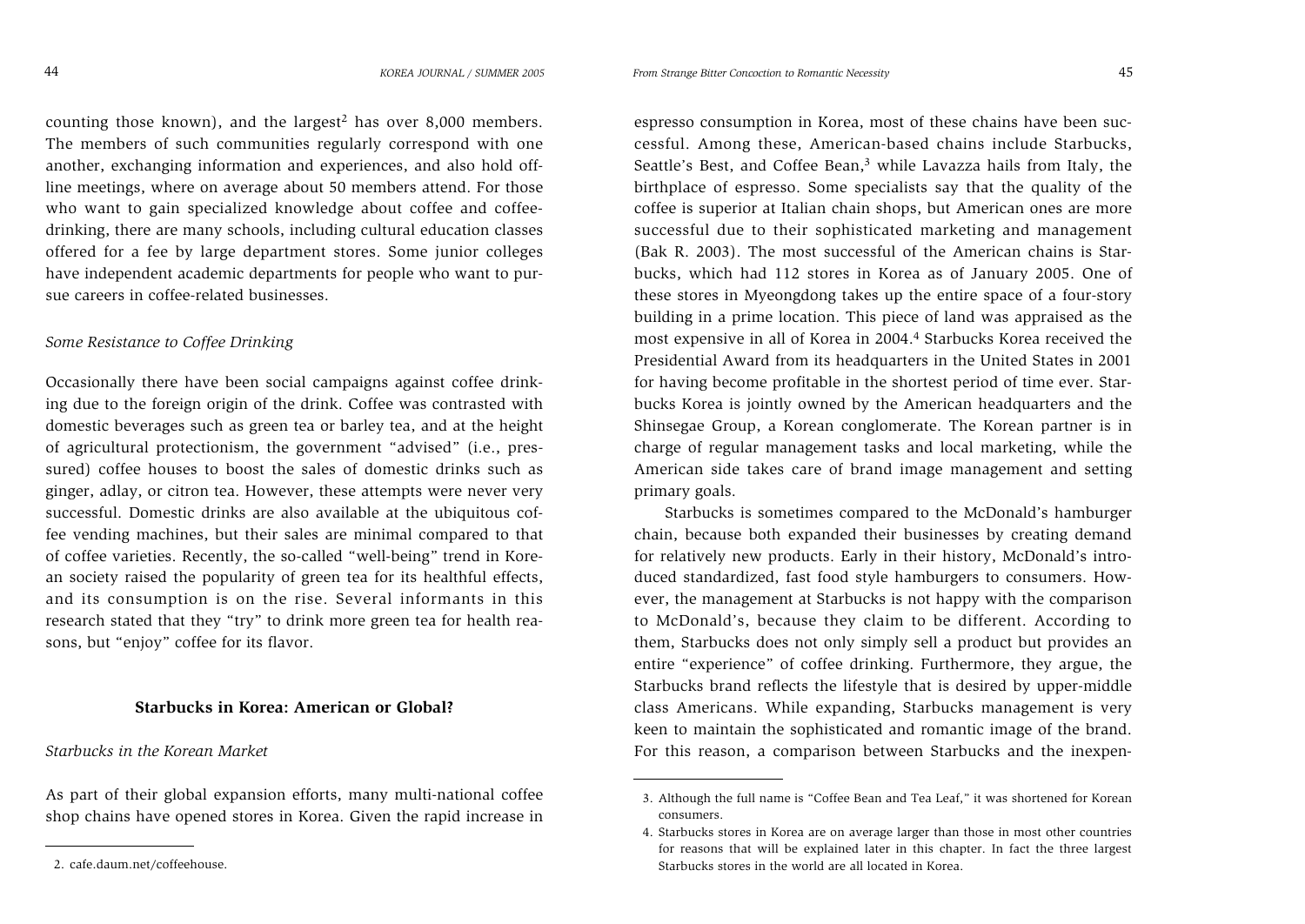counting those known), and the largest[2] has over 8,000 members. The members of such communities regularly correspond with one another, exchanging information and experiences, and also hold offline meetings, where on average about 50 members attend. For those who want to gain specialized knowledge about coffee and coffee-drinking, there are many schools, including cultural education classes offered for a fee by large department stores. Some junior colleges have independent academic departments for people who want to pursue careers in coffee-related businesses.

### *Some Resistance to Coffee Drinking*

Occasionally there have been social campaigns against coffee drinking due to the foreign origin of the drink. Coffee was contrasted with domestic beverages such as green tea or barley tea, and at the height of agricultural protectionism, the government "advised" (i.e., pressured) coffee houses to boost the sales of domestic drinks such as ginger, adlay, or citron tea. However, these attempts were never very successful. Domestic drinks are also available at the ubiquitous coffee vending machines, but their sales are minimal compared to that of coffee varieties. Recently, the so-called "well-being" trend in Korean society raised the popularity of green tea for its healthful effects, and its consumption is on the rise. Several informants in this research stated that they "try" to drink more green tea for health reasons, but "enjoy" coffee for its flavor.

## **Starbucks in Korea: American or Global?**

### *Starbucks in the Korean Market*

As part of their global expansion efforts, many multi-national coffee shop chains have opened stores in Korea. Given the rapid increase in espresso consumption in Korea, most of these chains have been successful. Among these, American-based chains include Starbucks, Seattle's Best, and Coffee Bean,[3] while Lavazza hails from Italy, the birthplace of espresso. Some specialists say that the quality of the coffee is superior at Italian chain shops, but American ones are more successful due to their sophisticated marketing and management (Bak R. 2003). The most successful of the American chains is Starbucks, which had 112 stores in Korea as of January 2005. One of these stores in Myeongdong takes up the entire space of a four-story building in a prime location. This piece of land was appraised as the most expensive in all of Korea in 2004.[4] Starbucks Korea received the Presidential Award from its headquarters in the United States in 2001 for having become profitable in the shortest period of time ever. Starbucks Korea is jointly owned by the American headquarters and the Shinsegae Group, a Korean conglomerate. The Korean partner is in charge of regular management tasks and local marketing, while the American side takes care of brand image management and setting primary goals.

Starbucks is sometimes compared to the McDonald's hamburger chain, because both expanded their businesses by creating demand for relatively new products. Early in their history, McDonald's introduced standardized, fast food style hamburgers to consumers. However, the management at Starbucks is not happy with the comparison to McDonald's, because they claim to be different. According to them, Starbucks does not only simply sell a product but provides an entire "experience" of coffee drinking. Furthermore, they argue, the Starbucks brand reflects the lifestyle that is desired by upper-middle class Americans. While expanding, Starbucks management is very keen to maintain the sophisticated and romantic image of the brand. For this reason, a comparison between Starbucks and the inexpen-

---

2. cafe.daum.net/coffeehouse.

3. Although the full name is "Coffee Bean and Tea Leaf," it was shortened for Korean consumers.

4. Starbucks stores in Korea are on average larger than those in most other countries for reasons that will be explained later in this chapter. In fact the three largest Starbucks stores in the world are all located in Korea.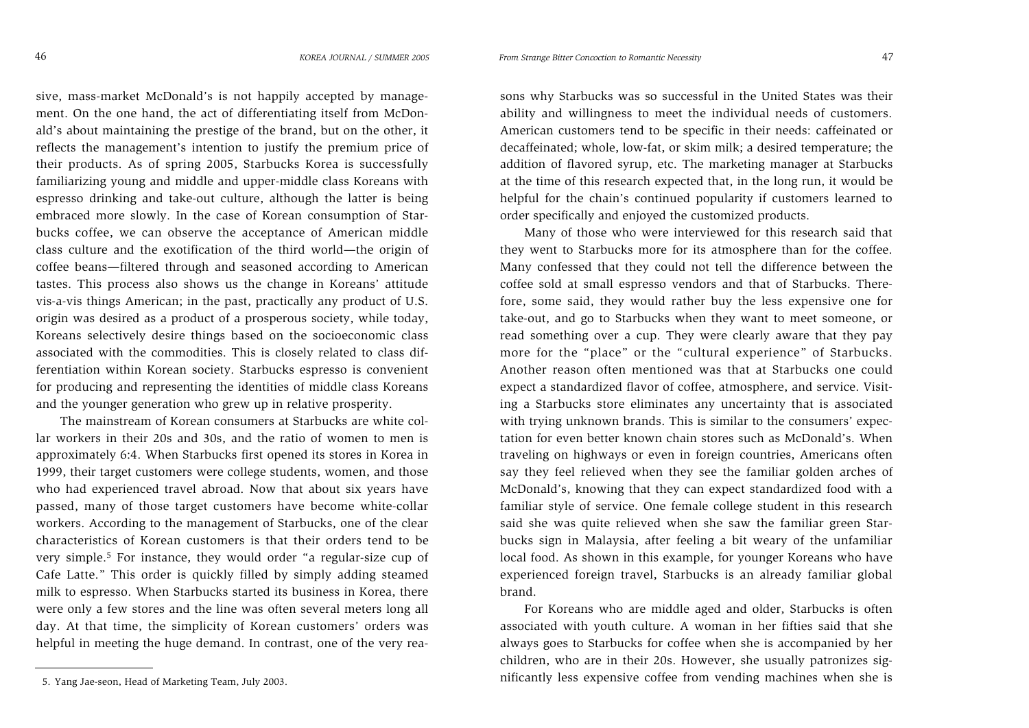sive, mass-market McDonald's is not happily accepted by management. On the one hand, the act of differentiating itself from McDonald's about maintaining the prestige of the brand, but on the other, it reflects the management's intention to justify the premium price of their products. As of spring 2005, Starbucks Korea is successfully familiarizing young and middle and upper-middle class Koreans with espresso drinking and take-out culture, although the latter is being embraced more slowly. In the case of Korean consumption of Starbucks coffee, we can observe the acceptance of American middle class culture and the exotification of the third world—the origin of coffee beans—filtered through and seasoned according to American tastes. This process also shows us the change in Koreans' attitude vis-a-vis things American; in the past, practically any product of U.S. origin was desired as a product of a prosperous society, while today, Koreans selectively desire things based on the socioeconomic class associated with the commodities. This is closely related to class differentiation within Korean society. Starbucks espresso is convenient for producing and representing the identities of middle class Koreans and the younger generation who grew up in relative prosperity.

The mainstream of Korean consumers at Starbucks are white collar workers in their 20s and 30s, and the ratio of women to men is approximately 6:4. When Starbucks first opened its stores in Korea in 1999, their target customers were college students, women, and those who had experienced travel abroad. Now that about six years have passed, many of those target customers have become white-collar workers. According to the management of Starbucks, one of the clear characteristics of Korean customers is that their orders tend to be very simple.[5] For instance, they would order "a regular-size cup of Cafe Latte." This order is quickly filled by simply adding steamed milk to espresso. When Starbucks started its business in Korea, there were only a few stores and the line was often several meters long all day. At that time, the simplicity of Korean customers' orders was helpful in meeting the huge demand. In contrast, one of the very reasons why Starbucks was so successful in the United States was their ability and willingness to meet the individual needs of customers. American customers tend to be specific in their needs: caffeinated or decaffeinated; whole, low-fat, or skim milk; a desired temperature; the addition of flavored syrup, etc. The marketing manager at Starbucks at the time of this research expected that, in the long run, it would be helpful for the chain's continued popularity if customers learned to order specifically and enjoyed the customized products.

Many of those who were interviewed for this research said that they went to Starbucks more for its atmosphere than for the coffee. Many confessed that they could not tell the difference between the coffee sold at small espresso vendors and that of Starbucks. Therefore, some said, they would rather buy the less expensive one for take-out, and go to Starbucks when they want to meet someone, or read something over a cup. They were clearly aware that they pay more for the "place" or the "cultural experience" of Starbucks. Another reason often mentioned was that at Starbucks one could expect a standardized flavor of coffee, atmosphere, and service. Visiting a Starbucks store eliminates any uncertainty that is associated with trying unknown brands. This is similar to the consumers' expectation for even better known chain stores such as McDonald's. When traveling on highways or even in foreign countries, Americans often say they feel relieved when they see the familiar golden arches of McDonald's, knowing that they can expect standardized food with a familiar style of service. One female college student in this research said she was quite relieved when she saw the familiar green Starbucks sign in Malaysia, after feeling a bit weary of the unfamiliar local food. As shown in this example, for younger Koreans who have experienced foreign travel, Starbucks is an already familiar global brand.

For Koreans who are middle aged and older, Starbucks is often associated with youth culture. A woman in her fifties said that she always goes to Starbucks for coffee when she is accompanied by her children, who are in their 20s. However, she usually patronizes significantly less expensive coffee from vending machines when she is

---

5. Yang Jae-seon, Head of Marketing Team, July 2003.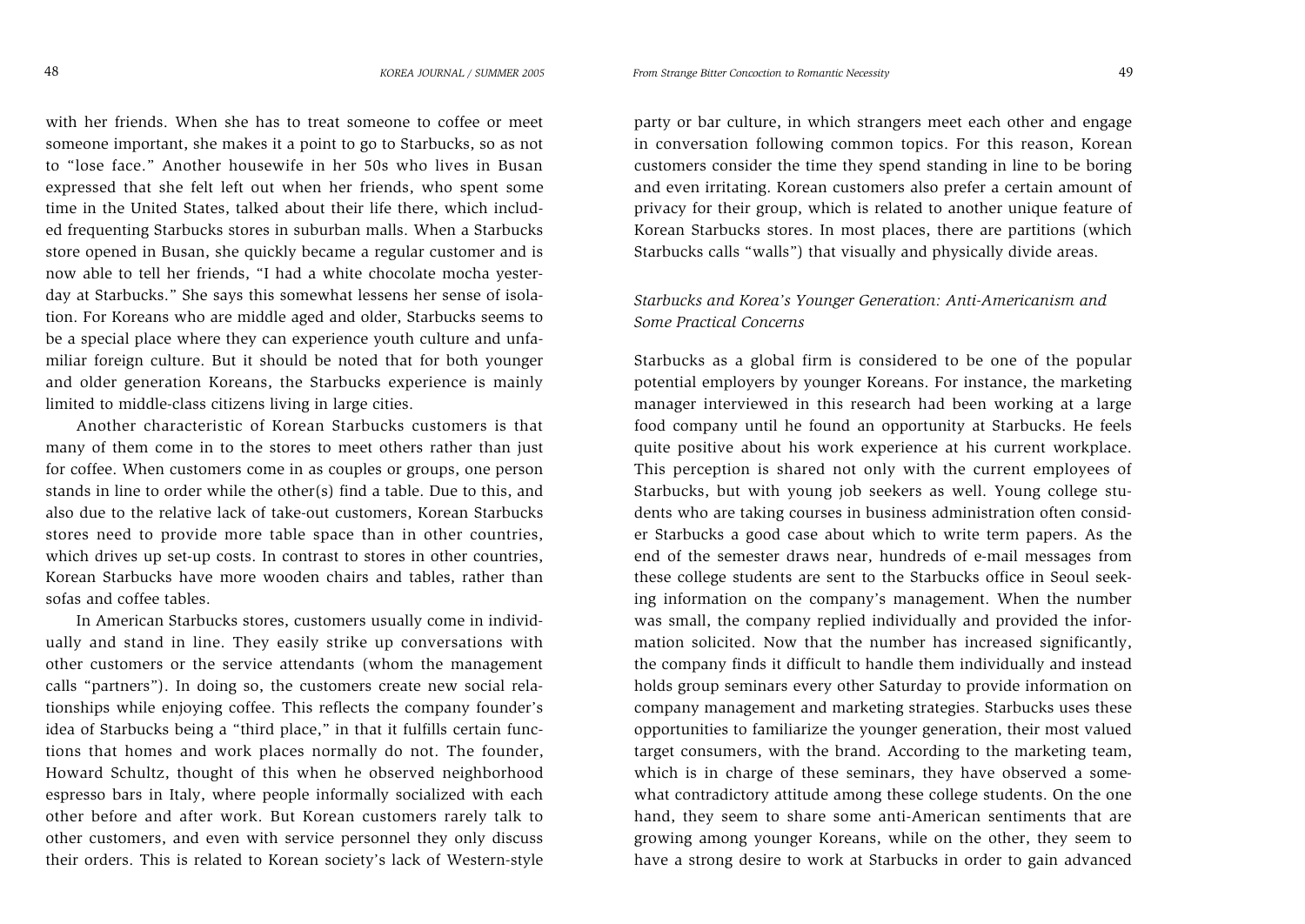with her friends. When she has to treat someone to coffee or meet someone important, she makes it a point to go to Starbucks, so as not to "lose face." Another housewife in her 50s who lives in Busan expressed that she felt left out when her friends, who spent some time in the United States, talked about their life there, which included frequenting Starbucks stores in suburban malls. When a Starbucks store opened in Busan, she quickly became a regular customer and is now able to tell her friends, "I had a white chocolate mocha yesterday at Starbucks." She says this somewhat lessens her sense of isolation. For Koreans who are middle aged and older, Starbucks seems to be a special place where they can experience youth culture and unfamiliar foreign culture. But it should be noted that for both younger and older generation Koreans, the Starbucks experience is mainly limited to middle-class citizens living in large cities.

Another characteristic of Korean Starbucks customers is that many of them come in to the stores to meet others rather than just for coffee. When customers come in as couples or groups, one person stands in line to order while the other(s) find a table. Due to this, and also due to the relative lack of take-out customers, Korean Starbucks stores need to provide more table space than in other countries, which drives up set-up costs. In contrast to stores in other countries, Korean Starbucks have more wooden chairs and tables, rather than sofas and coffee tables.

In American Starbucks stores, customers usually come in individually and stand in line. They easily strike up conversations with other customers or the service attendants (whom the management calls "partners"). In doing so, the customers create new social relationships while enjoying coffee. This reflects the company founder's idea of Starbucks being a "third place," in that it fulfills certain functions that homes and work places normally do not. The founder, Howard Schultz, thought of this when he observed neighborhood espresso bars in Italy, where people informally socialized with each other before and after work. But Korean customers rarely talk to other customers, and even with service personnel they only discuss their orders. This is related to Korean society's lack of Western-style party or bar culture, in which strangers meet each other and engage in conversation following common topics. For this reason, Korean customers consider the time they spend standing in line to be boring and even irritating. Korean customers also prefer a certain amount of privacy for their group, which is related to another unique feature of Korean Starbucks stores. In most places, there are partitions (which Starbucks calls "walls") that visually and physically divide areas.

### *Starbucks and Korea's Younger Generation: Anti-Americanism and Some Practical Concerns*

Starbucks as a global firm is considered to be one of the popular potential employers by younger Koreans. For instance, the marketing manager interviewed in this research had been working at a large food company until he found an opportunity at Starbucks. He feels quite positive about his work experience at his current workplace. This perception is shared not only with the current employees of Starbucks, but with young job seekers as well. Young college students who are taking courses in business administration often consider Starbucks a good case about which to write term papers. As the end of the semester draws near, hundreds of e-mail messages from these college students are sent to the Starbucks office in Seoul seeking information on the company's management. When the number was small, the company replied individually and provided the information solicited. Now that the number has increased significantly, the company finds it difficult to handle them individually and instead holds group seminars every other Saturday to provide information on company management and marketing strategies. Starbucks uses these opportunities to familiarize the younger generation, their most valued target consumers, with the brand. According to the marketing team, which is in charge of these seminars, they have observed a somewhat contradictory attitude among these college students. On the one hand, they seem to share some anti-American sentiments that are growing among younger Koreans, while on the other, they seem to have a strong desire to work at Starbucks in order to gain advanced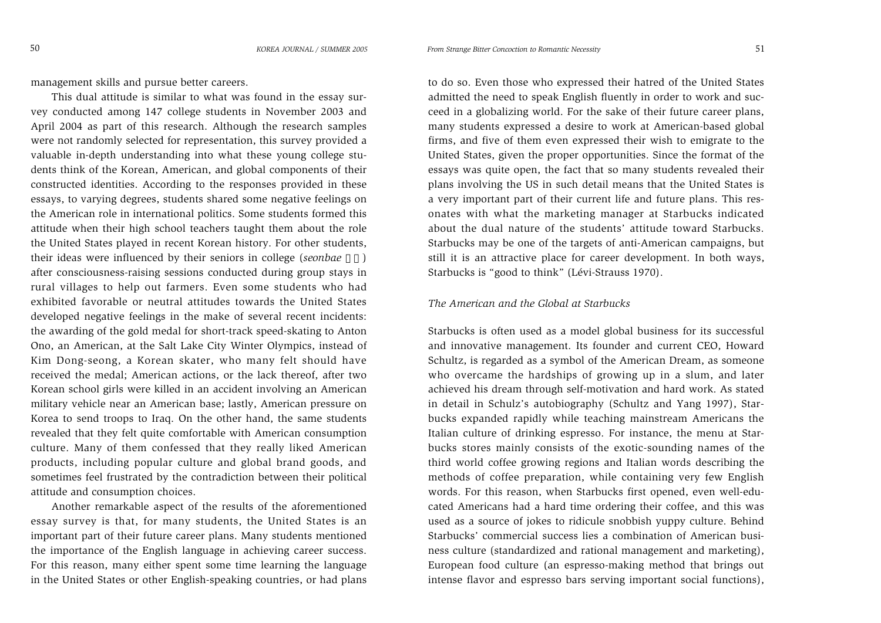management skills and pursue better careers.

This dual attitude is similar to what was found in the essay survey conducted among 147 college students in November 2003 and April 2004 as part of this research. Although the research samples were not randomly selected for representation, this survey provided a valuable in-depth understanding into what these young college students think of the Korean, American, and global components of their constructed identities. According to the responses provided in these essays, to varying degrees, students shared some negative feelings on the American role in international politics. Some students formed this attitude when their high school teachers taught them about the role the United States played in recent Korean history. For other students, their ideas were influenced by their seniors in college (*seonbae* 선배) after consciousness-raising sessions conducted during group stays in rural villages to help out farmers. Even some students who had exhibited favorable or neutral attitudes towards the United States developed negative feelings in the make of several recent incidents: the awarding of the gold medal for short-track speed-skating to Anton Ono, an American, at the Salt Lake City Winter Olympics, instead of Kim Dong-seong, a Korean skater, who many felt should have received the medal; American actions, or the lack thereof, after two Korean school girls were killed in an accident involving an American military vehicle near an American base; lastly, American pressure on Korea to send troops to Iraq. On the other hand, the same students revealed that they felt quite comfortable with American consumption culture. Many of them confessed that they really liked American products, including popular culture and global brand goods, and sometimes feel frustrated by the contradiction between their political attitude and consumption choices.

Another remarkable aspect of the results of the aforementioned essay survey is that, for many students, the United States is an important part of their future career plans. Many students mentioned the importance of the English language in achieving career success. For this reason, many either spent some time learning the language in the United States or other English-speaking countries, or had plans to do so. Even those who expressed their hatred of the United States admitted the need to speak English fluently in order to work and succeed in a globalizing world. For the sake of their future career plans, many students expressed a desire to work at American-based global firms, and five of them even expressed their wish to emigrate to the United States, given the proper opportunities. Since the format of the essays was quite open, the fact that so many students revealed their plans involving the US in such detail means that the United States is a very important part of their current life and future plans. This resonates with what the marketing manager at Starbucks indicated about the dual nature of the students' attitude toward Starbucks. Starbucks may be one of the targets of anti-American campaigns, but still it is an attractive place for career development. In both ways, Starbucks is "good to think" (Lévi-Strauss 1970).

### *The American and the Global at Starbucks*

Starbucks is often used as a model global business for its successful and innovative management. Its founder and current CEO, Howard Schultz, is regarded as a symbol of the American Dream, as someone who overcame the hardships of growing up in a slum, and later achieved his dream through self-motivation and hard work. As stated in detail in Schulz's autobiography (Schultz and Yang 1997), Starbucks expanded rapidly while teaching mainstream Americans the Italian culture of drinking espresso. For instance, the menu at Starbucks stores mainly consists of the exotic-sounding names of the third world coffee growing regions and Italian words describing the methods of coffee preparation, while containing very few English words. For this reason, when Starbucks first opened, even well-educated Americans had a hard time ordering their coffee, and this was used as a source of jokes to ridicule snobbish yuppy culture. Behind Starbucks' commercial success lies a combination of American business culture (standardized and rational management and marketing), European food culture (an espresso-making method that brings out intense flavor and espresso bars serving important social functions),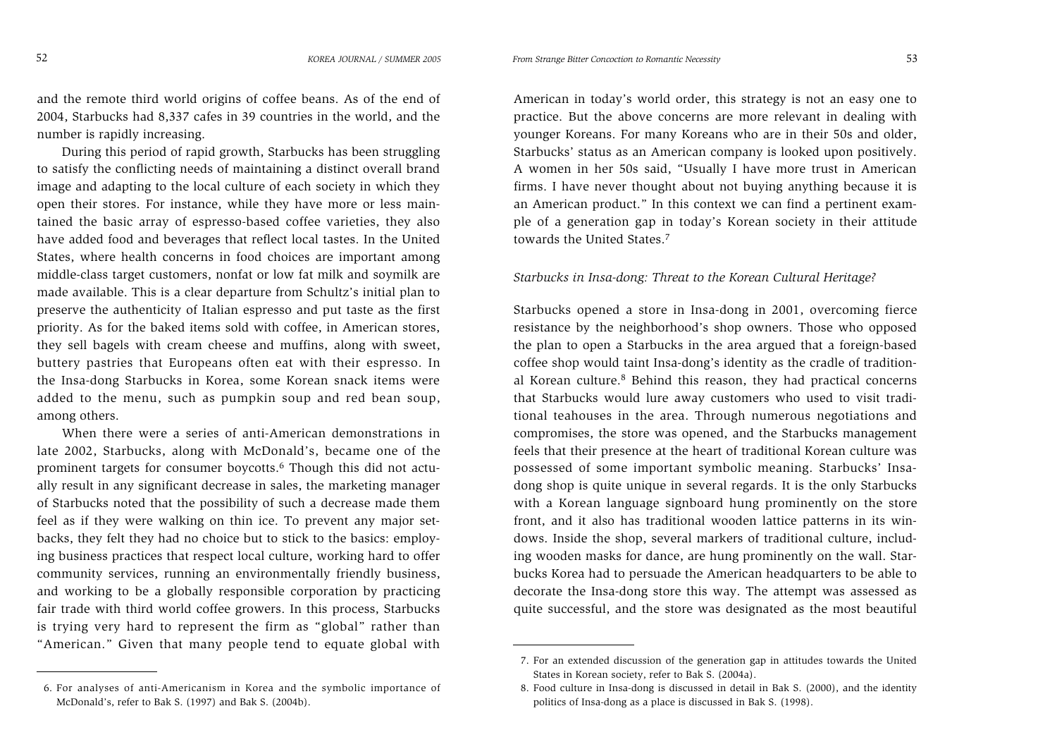and the remote third world origins of coffee beans. As of the end of 2004, Starbucks had 8,337 cafes in 39 countries in the world, and the number is rapidly increasing.

During this period of rapid growth, Starbucks has been struggling to satisfy the conflicting needs of maintaining a distinct overall brand image and adapting to the local culture of each society in which they open their stores. For instance, while they have more or less maintained the basic array of espresso-based coffee varieties, they also have added food and beverages that reflect local tastes. In the United States, where health concerns in food choices are important among middle-class target customers, nonfat or low fat milk and soymilk are made available. This is a clear departure from Schultz's initial plan to preserve the authenticity of Italian espresso and put taste as the first priority. As for the baked items sold with coffee, in American stores, they sell bagels with cream cheese and muffins, along with sweet, buttery pastries that Europeans often eat with their espresso. In the Insa-dong Starbucks in Korea, some Korean snack items were added to the menu, such as pumpkin soup and red bean soup, among others.

When there were a series of anti-American demonstrations in late 2002, Starbucks, along with McDonald's, became one of the prominent targets for consumer boycotts.[6] Though this did not actually result in any significant decrease in sales, the marketing manager of Starbucks noted that the possibility of such a decrease made them feel as if they were walking on thin ice. To prevent any major setbacks, they felt they had no choice but to stick to the basics: employing business practices that respect local culture, working hard to offer community services, running an environmentally friendly business, and working to be a globally responsible corporation by practicing fair trade with third world coffee growers. In this process, Starbucks is trying very hard to represent the firm as "global" rather than "American." Given that many people tend to equate global with American in today's world order, this strategy is not an easy one to practice. But the above concerns are more relevant in dealing with younger Koreans. For many Koreans who are in their 50s and older, Starbucks' status as an American company is looked upon positively. A women in her 50s said, "Usually I have more trust in American firms. I have never thought about not buying anything because it is an American product." In this context we can find a pertinent example of a generation gap in today's Korean society in their attitude towards the United States.[7]

*Starbucks in Insa-dong: Threat to the Korean Cultural Heritage?*

Starbucks opened a store in Insa-dong in 2001, overcoming fierce resistance by the neighborhood's shop owners. Those who opposed the plan to open a Starbucks in the area argued that a foreign-based coffee shop would taint Insa-dong's identity as the cradle of traditional Korean culture.[8] Behind this reason, they had practical concerns that Starbucks would lure away customers who used to visit traditional teahouses in the area. Through numerous negotiations and compromises, the store was opened, and the Starbucks management feels that their presence at the heart of traditional Korean culture was possessed of some important symbolic meaning. Starbucks' Insa-dong shop is quite unique in several regards. It is the only Starbucks with a Korean language signboard hung prominently on the store front, and it also has traditional wooden lattice patterns in its windows. Inside the shop, several markers of traditional culture, including wooden masks for dance, are hung prominently on the wall. Starbucks Korea had to persuade the American headquarters to be able to decorate the Insa-dong store this way. The attempt was assessed as quite successful, and the store was designated as the most beautiful

---

6. For analyses of anti-Americanism in Korea and the symbolic importance of McDonald's, refer to Bak S. (1997) and Bak S. (2004b).

7. For an extended discussion of the generation gap in attitudes towards the United States in Korean society, refer to Bak S. (2004a).

8. Food culture in Insa-dong is discussed in detail in Bak S. (2000), and the identity politics of Insa-dong as a place is discussed in Bak S. (1998).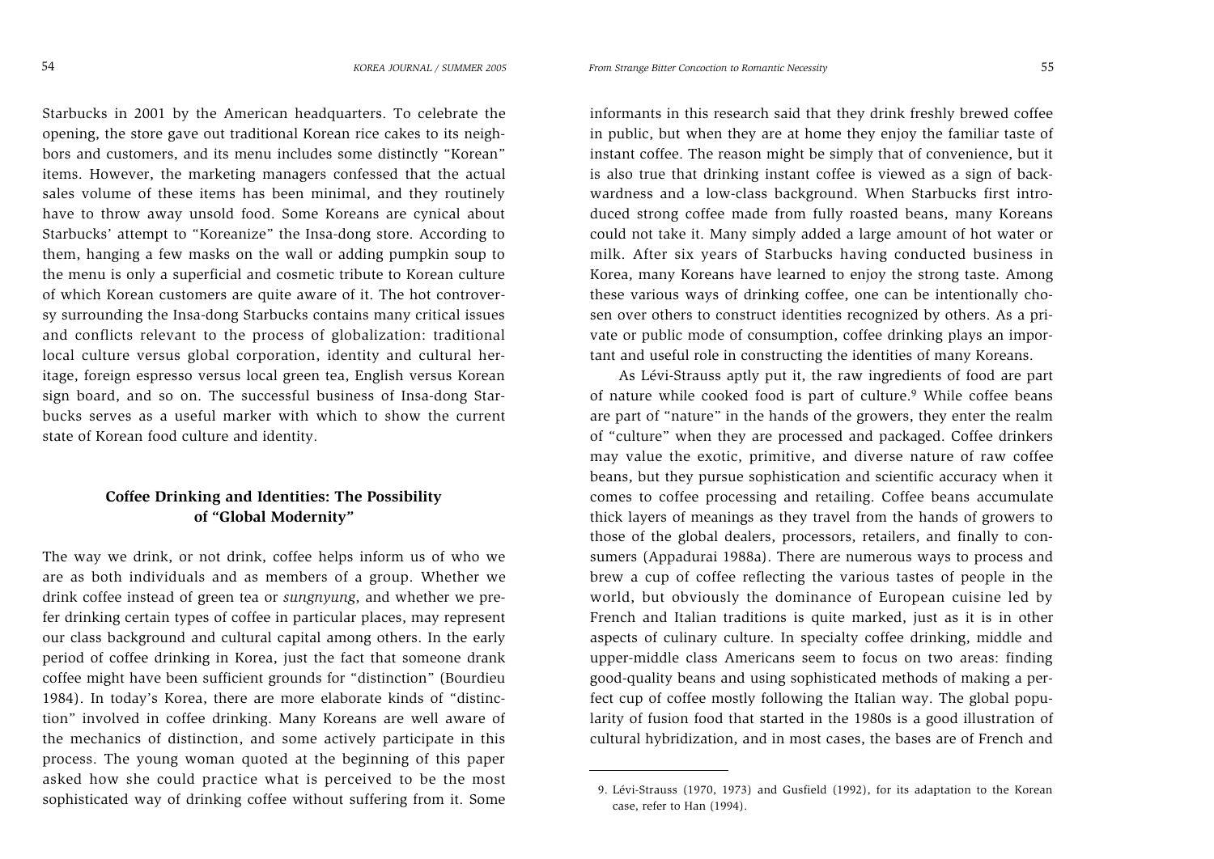Starbucks in 2001 by the American headquarters. To celebrate the opening, the store gave out traditional Korean rice cakes to its neighbors and customers, and its menu includes some distinctly "Korean" items. However, the marketing managers confessed that the actual sales volume of these items has been minimal, and they routinely have to throw away unsold food. Some Koreans are cynical about Starbucks' attempt to "Koreanize" the Insa-dong store. According to them, hanging a few masks on the wall or adding pumpkin soup to the menu is only a superficial and cosmetic tribute to Korean culture of which Korean customers are quite aware of it. The hot controversy surrounding the Insa-dong Starbucks contains many critical issues and conflicts relevant to the process of globalization: traditional local culture versus global corporation, identity and cultural heritage, foreign espresso versus local green tea, English versus Korean sign board, and so on. The successful business of Insa-dong Starbucks serves as a useful marker with which to show the current state of Korean food culture and identity.

## Coffee Drinking and Identities: The Possibility of "Global Modernity"

The way we drink, or not drink, coffee helps inform us of who we are as both individuals and as members of a group. Whether we drink coffee instead of green tea or *sungnyung*, and whether we prefer drinking certain types of coffee in particular places, may represent our class background and cultural capital among others. In the early period of coffee drinking in Korea, just the fact that someone drank coffee might have been sufficient grounds for "distinction" (Bourdieu 1984). In today's Korea, there are more elaborate kinds of "distinction" involved in coffee drinking. Many Koreans are well aware of the mechanics of distinction, and some actively participate in this process. The young woman quoted at the beginning of this paper asked how she could practice what is perceived to be the most sophisticated way of drinking coffee without suffering from it. Some informants in this research said that they drink freshly brewed coffee in public, but when they are at home they enjoy the familiar taste of instant coffee. The reason might be simply that of convenience, but it is also true that drinking instant coffee is viewed as a sign of backwardness and a low-class background. When Starbucks first introduced strong coffee made from fully roasted beans, many Koreans could not take it. Many simply added a large amount of hot water or milk. After six years of Starbucks having conducted business in Korea, many Koreans have learned to enjoy the strong taste. Among these various ways of drinking coffee, one can be intentionally chosen over others to construct identities recognized by others. As a private or public mode of consumption, coffee drinking plays an important and useful role in constructing the identities of many Koreans.

As Lévi-Strauss aptly put it, the raw ingredients of food are part of nature while cooked food is part of culture.[9] While coffee beans are part of "nature" in the hands of the growers, they enter the realm of "culture" when they are processed and packaged. Coffee drinkers may value the exotic, primitive, and diverse nature of raw coffee beans, but they pursue sophistication and scientific accuracy when it comes to coffee processing and retailing. Coffee beans accumulate thick layers of meanings as they travel from the hands of growers to those of the global dealers, processors, retailers, and finally to consumers (Appadurai 1988a). There are numerous ways to process and brew a cup of coffee reflecting the various tastes of people in the world, but obviously the dominance of European cuisine led by French and Italian traditions is quite marked, just as it is in other aspects of culinary culture. In specialty coffee drinking, middle and upper-middle class Americans seem to focus on two areas: finding good-quality beans and using sophisticated methods of making a perfect cup of coffee mostly following the Italian way. The global popularity of fusion food that started in the 1980s is a good illustration of cultural hybridization, and in most cases, the bases are of French and

9. Lévi-Strauss (1970, 1973) and Gusfield (1992), for its adaptation to the Korean case, refer to Han (1994).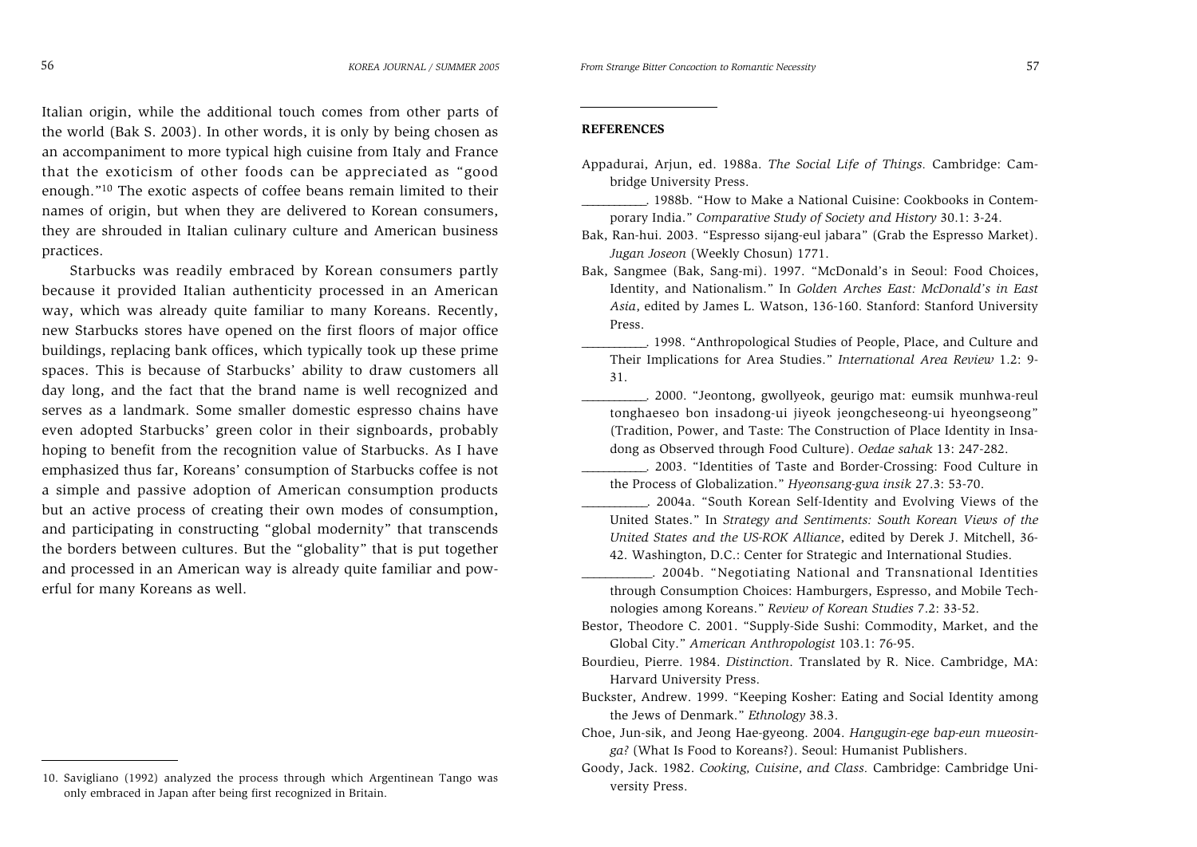Italian origin, while the additional touch comes from other parts of the world (Bak S. 2003). In other words, it is only by being chosen as an accompaniment to more typical high cuisine from Italy and France that the exoticism of other foods can be appreciated as "good enough."[10] The exotic aspects of coffee beans remain limited to their names of origin, but when they are delivered to Korean consumers, they are shrouded in Italian culinary culture and American business practices.

Starbucks was readily embraced by Korean consumers partly because it provided Italian authenticity processed in an American way, which was already quite familiar to many Koreans. Recently, new Starbucks stores have opened on the first floors of major office buildings, replacing bank offices, which typically took up these prime spaces. This is because of Starbucks' ability to draw customers all day long, and the fact that the brand name is well recognized and serves as a landmark. Some smaller domestic espresso chains have even adopted Starbucks' green color in their signboards, probably hoping to benefit from the recognition value of Starbucks. As I have emphasized thus far, Koreans' consumption of Starbucks coffee is not a simple and passive adoption of American consumption products but an active process of creating their own modes of consumption, and participating in constructing "global modernity" that transcends the borders between cultures. But the "globality" that is put together and processed in an American way is already quite familiar and powerful for many Koreans as well.

10. Savigliano (1992) analyzed the process through which Argentinean Tango was only embraced in Japan after being first recognized in Britain.

## REFERENCES

Appadurai, Arjun, ed. 1988a. *The Social Life of Things.* Cambridge: Cambridge University Press.

__________. 1988b. "How to Make a National Cuisine: Cookbooks in Contemporary India." *Comparative Study of Society and History* 30.1: 3-24.

Bak, Ran-hui. 2003. "Espresso sijang-eul jabara" (Grab the Espresso Market). *Jugan Joseon* (Weekly Chosun) 1771.

Bak, Sangmee (Bak, Sang-mi). 1997. "McDonald's in Seoul: Food Choices, Identity, and Nationalism." In *Golden Arches East: McDonald's in East Asia*, edited by James L. Watson, 136-160. Stanford: Stanford University Press.

__________. 1998. "Anthropological Studies of People, Place, and Culture and Their Implications for Area Studies." *International Area Review* 1.2: 9-31.

__________. 2000. "Jeontong, gwollyeok, geurigo mat: eumsik munhwa-reul tonghaeseo bon insadong-ui jiyeok jeongcheseong-ui hyeongseong" (Tradition, Power, and Taste: The Construction of Place Identity in Insadong as Observed through Food Culture). *Oedae sahak* 13: 247-282.

__________. 2003. "Identities of Taste and Border-Crossing: Food Culture in the Process of Globalization." *Hyeonsang-gwa insik* 27.3: 53-70.

__________. 2004a. "South Korean Self-Identity and Evolving Views of the United States." In *Strategy and Sentiments: South Korean Views of the United States and the US-ROK Alliance*, edited by Derek J. Mitchell, 36-42. Washington, D.C.: Center for Strategic and International Studies.

__________. 2004b. "Negotiating National and Transnational Identities through Consumption Choices: Hamburgers, Espresso, and Mobile Technologies among Koreans." *Review of Korean Studies* 7.2: 33-52.

Bestor, Theodore C. 2001. "Supply-Side Sushi: Commodity, Market, and the Global City." *American Anthropologist* 103.1: 76-95.

Bourdieu, Pierre. 1984. *Distinction.* Translated by R. Nice. Cambridge, MA: Harvard University Press.

Buckster, Andrew. 1999. "Keeping Kosher: Eating and Social Identity among the Jews of Denmark." *Ethnology* 38.3.

Choe, Jun-sik, and Jeong Hae-gyeong. 2004. *Hangugin-ege bap-eun mueosinga?* (What Is Food to Koreans?). Seoul: Humanist Publishers.

Goody, Jack. 1982. *Cooking, Cuisine, and Class.* Cambridge: Cambridge University Press.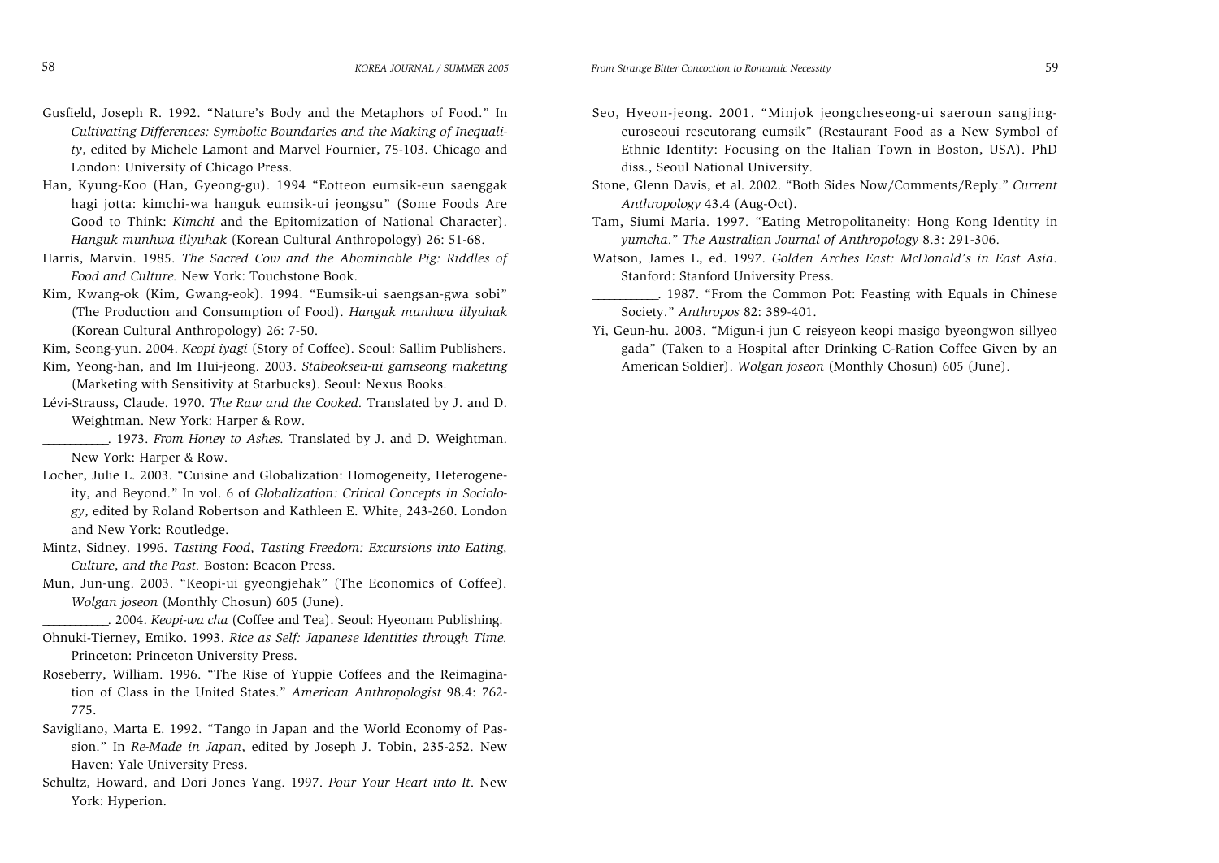Gusfield, Joseph R. 1992. "Nature's Body and the Metaphors of Food." In *Cultivating Differences: Symbolic Boundaries and the Making of Inequality*, edited by Michele Lamont and Marvel Fournier, 75-103. Chicago and London: University of Chicago Press.

Han, Kyung-Koo (Han, Gyeong-gu). 1994 "Eotteon eumsik-eun saenggak hagi jotta: kimchi-wa hanguk eumsik-ui jeongsu" (Some Foods Are Good to Think: *Kimchi* and the Epitomization of National Character). *Hanguk munhwa illyuhak* (Korean Cultural Anthropology) 26: 51-68.

Harris, Marvin. 1985. *The Sacred Cow and the Abominable Pig: Riddles of Food and Culture.* New York: Touchstone Book.

Kim, Kwang-ok (Kim, Gwang-eok). 1994. "Eumsik-ui saengsan-gwa sobi" (The Production and Consumption of Food). *Hanguk munhwa illyuhak* (Korean Cultural Anthropology) 26: 7-50.

Kim, Seong-yun. 2004. *Keopi iyagi* (Story of Coffee). Seoul: Sallim Publishers.

Kim, Yeong-han, and Im Hui-jeong. 2003. *Stabeokseu-ui gamseong maketing* (Marketing with Sensitivity at Starbucks). Seoul: Nexus Books.

Lévi-Strauss, Claude. 1970. *The Raw and the Cooked.* Translated by J. and D. Weightman. New York: Harper & Row.

__________. 1973. *From Honey to Ashes.* Translated by J. and D. Weightman. New York: Harper & Row.

Locher, Julie L. 2003. "Cuisine and Globalization: Homogeneity, Heterogeneity, and Beyond." In vol. 6 of *Globalization: Critical Concepts in Sociology*, edited by Roland Robertson and Kathleen E. White, 243-260. London and New York: Routledge.

Mintz, Sidney. 1996. *Tasting Food, Tasting Freedom: Excursions into Eating, Culture, and the Past.* Boston: Beacon Press.

Mun, Jun-ung. 2003. "Keopi-ui gyeongjehak" (The Economics of Coffee). *Wolgan joseon* (Monthly Chosun) 605 (June).

__________. 2004. *Keopi-wa cha* (Coffee and Tea). Seoul: Hyeonam Publishing.

Ohnuki-Tierney, Emiko. 1993. *Rice as Self: Japanese Identities through Time.* Princeton: Princeton University Press.

Roseberry, William. 1996. "The Rise of Yuppie Coffees and the Reimagination of Class in the United States." *American Anthropologist* 98.4: 762-775.

Savigliano, Marta E. 1992. "Tango in Japan and the World Economy of Passion." In *Re-Made in Japan*, edited by Joseph J. Tobin, 235-252. New Haven: Yale University Press.

Schultz, Howard, and Dori Jones Yang. 1997. *Pour Your Heart into It*. New York: Hyperion.

Seo, Hyeon-jeong. 2001. "Minjok jeongcheseong-ui saeroun sangjing-euroseoui reseutorang eumsik" (Restaurant Food as a New Symbol of Ethnic Identity: Focusing on the Italian Town in Boston, USA). PhD diss., Seoul National University.

Stone, Glenn Davis, et al. 2002. "Both Sides Now/Comments/Reply." *Current Anthropology* 43.4 (Aug-Oct).

Tam, Siumi Maria. 1997. "Eating Metropolitaneity: Hong Kong Identity in *yumcha*." *The Australian Journal of Anthropology* 8.3: 291-306.

Watson, James L, ed. 1997. *Golden Arches East: McDonald's in East Asia.* Stanford: Stanford University Press.

__________. 1987. "From the Common Pot: Feasting with Equals in Chinese Society." *Anthropos* 82: 389-401.

Yi, Geun-hu. 2003. "Migun-i jun C reisyeon keopi masigo byeongwon sillyeo gada" (Taken to a Hospital after Drinking C-Ration Coffee Given by an American Soldier). *Wolgan joseon* (Monthly Chosun) 605 (June).